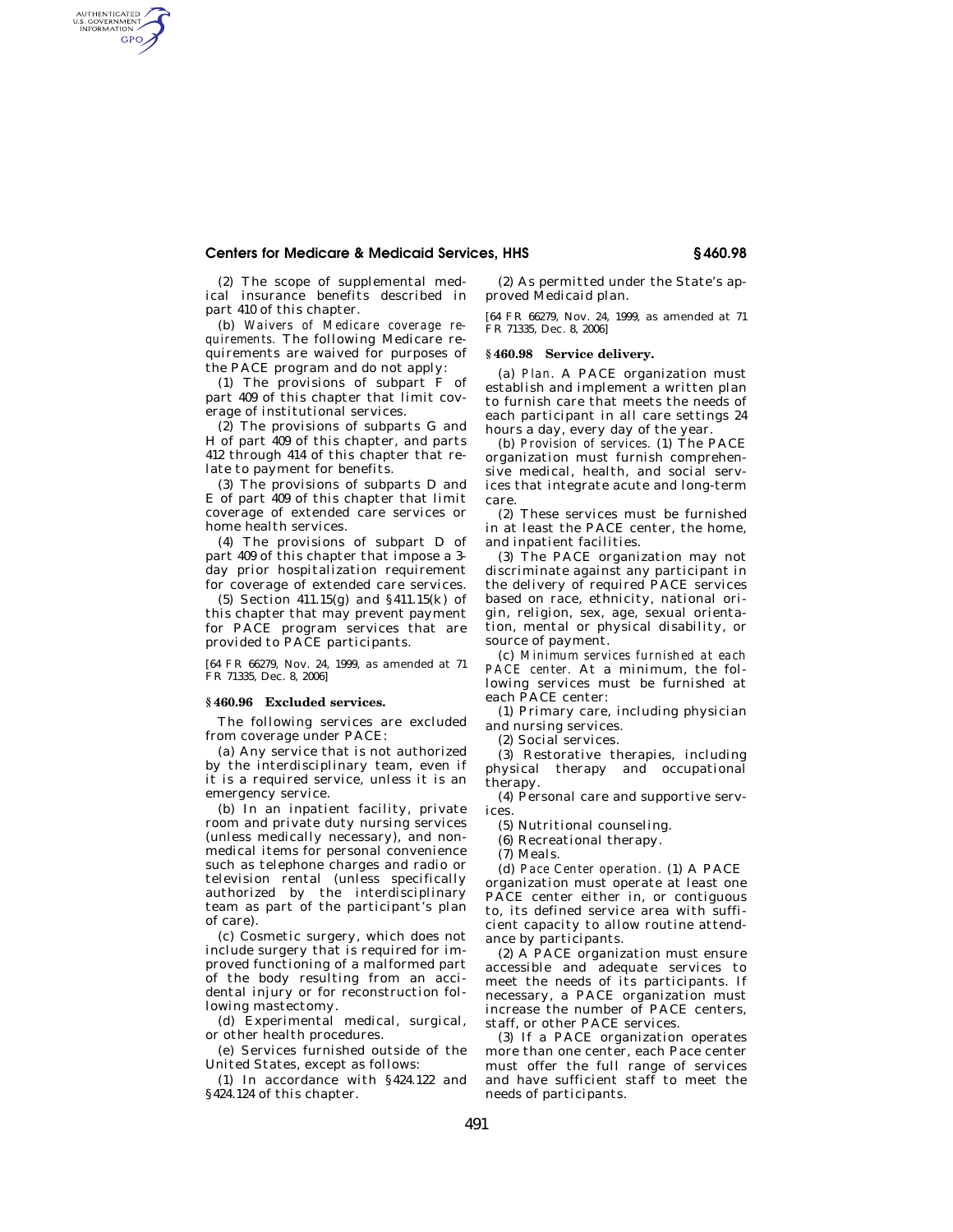(2) The scope of supplemental medical insurance benefits described in part 410 of this chapter.

(b) *Waivers of Medicare coverage requirements.* The following Medicare requirements are waived for purposes of the PACE program and do not apply:

(1) The provisions of subpart F of part 409 of this chapter that limit coverage of institutional services.

(2) The provisions of subparts G and H of part 409 of this chapter, and parts 412 through 414 of this chapter that relate to payment for benefits.

(3) The provisions of subparts D and E of part 409 of this chapter that limit coverage of extended care services or home health services.

(4) The provisions of subpart D of part 409 of this chapter that impose a 3-day prior hospitalization requirement for coverage of extended care services.

(5) Section 411.15(g) and §411.15(k) of this chapter that may prevent payment for PACE program services that are provided to PACE participants.

[64 FR 66279, Nov. 24, 1999, as amended at 71 FR 71335, Dec. 8, 2006]

### § 460.96 Excluded services.

The following services are excluded from coverage under PACE:

(a) Any service that is not authorized by the interdisciplinary team, even if it is a required service, unless it is an emergency service.

(b) In an inpatient facility, private room and private duty nursing services (unless medically necessary), and nonmedical items for personal convenience such as telephone charges and radio or television rental (unless specifically authorized by the interdisciplinary team as part of the participant's plan of care).

(c) Cosmetic surgery, which does not include surgery that is required for improved functioning of a malformed part of the body resulting from an accidental injury or for reconstruction following mastectomy.

(d) Experimental medical, surgical, or other health procedures.

(e) Services furnished outside of the United States, except as follows:

(1) In accordance with §424.122 and §424.124 of this chapter.

(2) As permitted under the State's approved Medicaid plan.

[64 FR 66279, Nov. 24, 1999, as amended at 71 FR 71335, Dec. 8, 2006]

### § 460.98 Service delivery.

(a) *Plan.* A PACE organization must establish and implement a written plan to furnish care that meets the needs of each participant in all care settings 24 hours a day, every day of the year.

(b) *Provision of services.* (1) The PACE organization must furnish comprehensive medical, health, and social services that integrate acute and long-term care.

(2) These services must be furnished in at least the PACE center, the home, and inpatient facilities.

(3) The PACE organization may not discriminate against any participant in the delivery of required PACE services based on race, ethnicity, national origin, religion, sex, age, sexual orientation, mental or physical disability, or source of payment.

(c) *Minimum services furnished at each PACE center.* At a minimum, the following services must be furnished at each PACE center:

(1) Primary care, including physician and nursing services.

(2) Social services.

(3) Restorative therapies, including physical therapy and occupational therapy.

(4) Personal care and supportive services.

(5) Nutritional counseling.

(6) Recreational therapy.

(7) Meals.

(d) *Pace Center operation.* (1) A PACE organization must operate at least one PACE center either in, or contiguous to, its defined service area with sufficient capacity to allow routine attendance by participants.

(2) A PACE organization must ensure accessible and adequate services to meet the needs of its participants. If necessary, a PACE organization must increase the number of PACE centers, staff, or other PACE services.

(3) If a PACE organization operates more than one center, each Pace center must offer the full range of services and have sufficient staff to meet the needs of participants.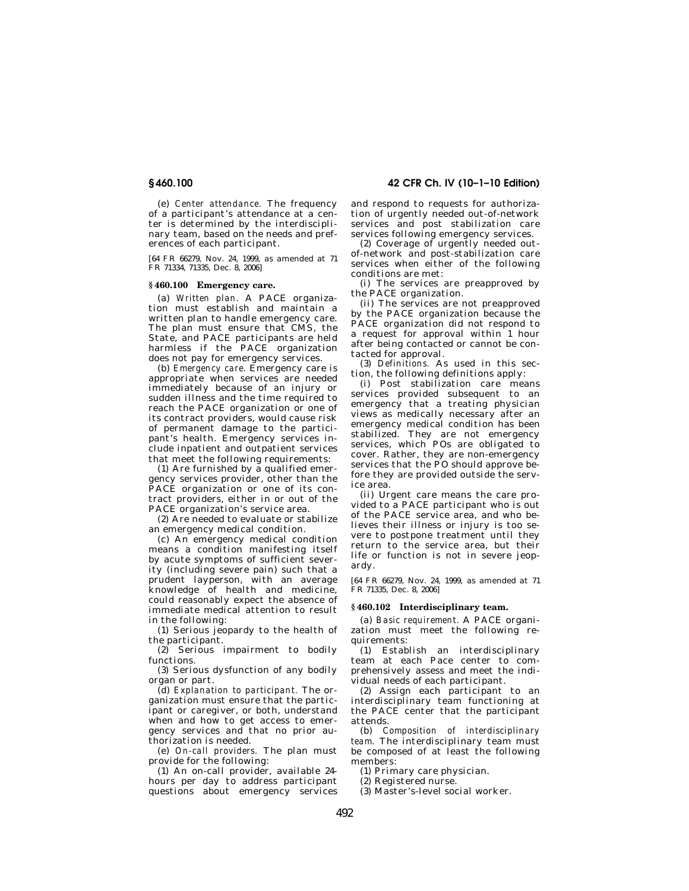(e) *Center attendance.* The frequency of a participant's attendance at a center is determined by the interdisciplinary team, based on the needs and preferences of each participant.

[64 FR 66279, Nov. 24, 1999, as amended at 71 FR 71334, 71335, Dec. 8, 2006]

### § 460.100 Emergency care.

(a) *Written plan.* A PACE organization must establish and maintain a written plan to handle emergency care. The plan must ensure that CMS, the State, and PACE participants are held harmless if the PACE organization does not pay for emergency services.

(b) *Emergency care.* Emergency care is appropriate when services are needed immediately because of an injury or sudden illness and the time required to reach the PACE organization or one of its contract providers, would cause risk of permanent damage to the participant's health. Emergency services include inpatient and outpatient services that meet the following requirements:

(1) Are furnished by a qualified emergency services provider, other than the PACE organization or one of its contract providers, either in or out of the PACE organization's service area.

(2) Are needed to evaluate or stabilize an emergency medical condition.

(c) An emergency medical condition means a condition manifesting itself by acute symptoms of sufficient severity (including severe pain) such that a prudent layperson, with an average knowledge of health and medicine, could reasonably expect the absence of immediate medical attention to result in the following:

(1) Serious jeopardy to the health of the participant.

(2) Serious impairment to bodily functions.

(3) Serious dysfunction of any bodily organ or part.

(d) *Explanation to participant.* The organization must ensure that the participant or caregiver, or both, understand when and how to get access to emergency services and that no prior authorization is needed.

(e) *On-call providers.* The plan must provide for the following:

(1) An on-call provider, available 24-hours per day to address participant questions about emergency services and respond to requests for authorization of urgently needed out-of-network services and post stabilization care services following emergency services.

(2) Coverage of urgently needed out-of-network and post-stabilization care services when either of the following conditions are met:

(i) The services are preapproved by the PACE organization.

(ii) The services are not preapproved by the PACE organization because the PACE organization did not respond to a request for approval within 1 hour after being contacted or cannot be contacted for approval.

(3) *Definitions.* As used in this section, the following definitions apply:

(i) Post stabilization care means services provided subsequent to an emergency that a treating physician views as medically necessary after an emergency medical condition has been stabilized. They are not emergency services, which POs are obligated to cover. Rather, they are non-emergency services that the PO should approve before they are provided outside the service area.

(ii) Urgent care means the care provided to a PACE participant who is out of the PACE service area, and who believes their illness or injury is too severe to postpone treatment until they return to the service area, but their life or function is not in severe jeopardy.

[64 FR 66279, Nov. 24, 1999, as amended at 71 FR 71335, Dec. 8, 2006]

### § 460.102 Interdisciplinary team.

(a) *Basic requirement.* A PACE organization must meet the following requirements:

(1) Establish an interdisciplinary team at each Pace center to comprehensively assess and meet the individual needs of each participant.

(2) Assign each participant to an interdisciplinary team functioning at the PACE center that the participant attends.

(b) *Composition of interdisciplinary team.* The interdisciplinary team must be composed of at least the following members:

(1) Primary care physician.

(2) Registered nurse.

(3) Master's-level social worker.